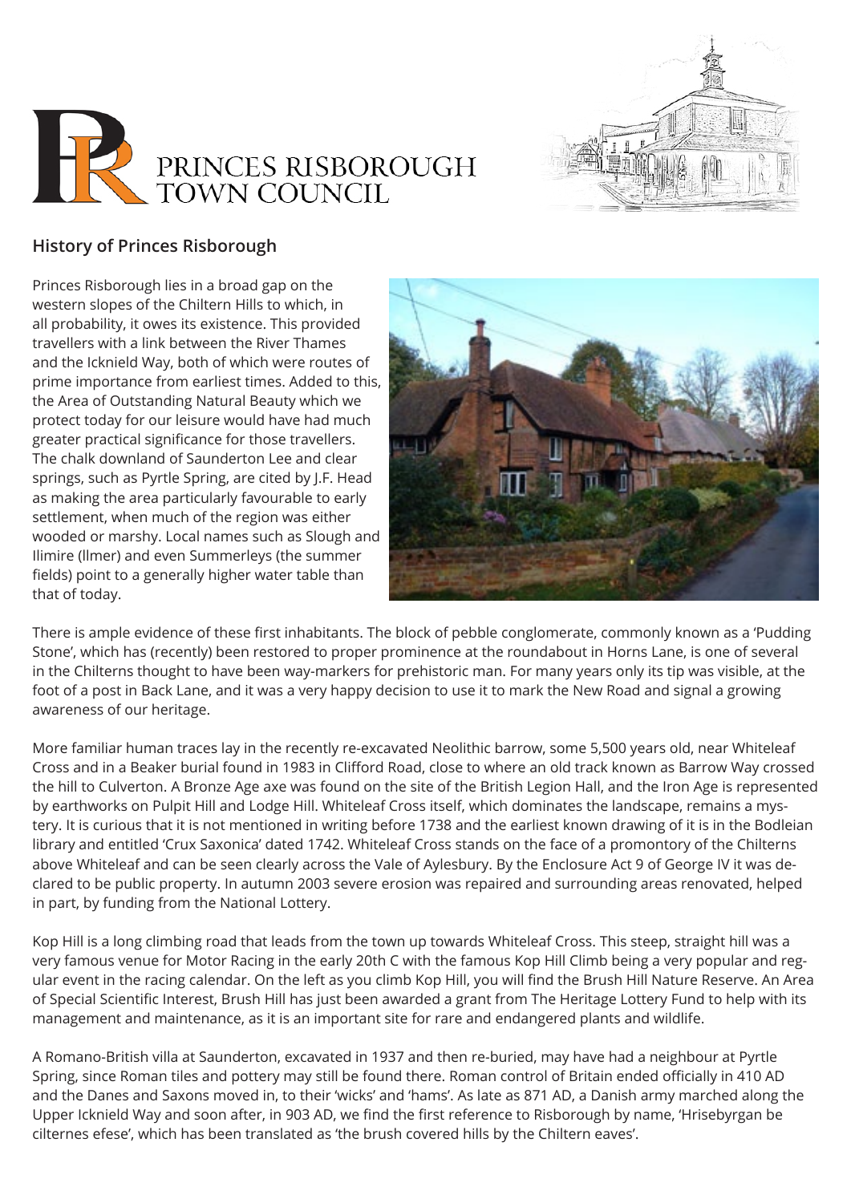PRINCES RISBOROUGH TOWN COUNCIL

## History of Princes Risborough

Princes Risborough lies in a broad gap on the western slopes of the Chiltern Hills to which, in all probability, it owes its existence. This provided travellers with a link between the River Thames and the Icknield Way, both of which were routes of prime importance from earliest times. Added to this, the Area of Outstanding Natural Beauty which we protect today for our leisure would have had much greater practical significance for those travellers. The chalk downland of Saunderton Lee and clear springs, such as Pyrtle Spring, are cited by J.F. Head as making the area particularly favourable to early settlement, when much of the region was either wooded or marshy. Local names such as Slough and Ilimire (Ilmer) and even Summerleys (the summer fields) point to a generally higher water table than that of today.

There is ample evidence of these first inhabitants. The block of pebble conglomerate, commonly known as a 'Pudding Stone', which has (recently) been restored to proper prominence at the roundabout in Horns Lane, is one of several in the Chilterns thought to have been way-markers for prehistoric man. For many years only its tip was visible, at the foot of a post in Back Lane, and it was a very happy decision to use it to mark the New Road and signal a growing awareness of our heritage.

More familiar human traces lay in the recently re-excavated Neolithic barrow, some 5,500 years old, near Whiteleaf Cross and in a Beaker burial found in 1983 in Clifford Road, close to where an old track known as Barrow Way crossed the hill to Culverton. A Bronze Age axe was found on the site of the British Legion Hall, and the Iron Age is represented by earthworks on Pulpit Hill and Lodge Hill. Whiteleaf Cross itself, which dominates the landscape, remains a mystery. It is curious that it is not mentioned in writing before 1738 and the earliest known drawing of it is in the Bodleian library and entitled 'Crux Saxonica' dated 1742. Whiteleaf Cross stands on the face of a promontory of the Chilterns above Whiteleaf and can be seen clearly across the Vale of Aylesbury. By the Enclosure Act 9 of George IV it was declared to be public property. In autumn 2003 severe erosion was repaired and surrounding areas renovated, helped in part, by funding from the National Lottery.

Kop Hill is a long climbing road that leads from the town up towards Whiteleaf Cross. This steep, straight hill was a very famous venue for Motor Racing in the early 20th C with the famous Kop Hill Climb being a very popular and regular event in the racing calendar. On the left as you climb Kop Hill, you will find the Brush Hill Nature Reserve. An Area of Special Scientific Interest, Brush Hill has just been awarded a grant from The Heritage Lottery Fund to help with its management and maintenance, as it is an important site for rare and endangered plants and wildlife.

A Romano-British villa at Saunderton, excavated in 1937 and then re-buried, may have had a neighbour at Pyrtle Spring, since Roman tiles and pottery may still be found there. Roman control of Britain ended officially in 410 AD and the Danes and Saxons moved in, to their 'wicks' and 'hams'. As late as 871 AD, a Danish army marched along the Upper Icknield Way and soon after, in 903 AD, we find the first reference to Risborough by name, 'Hrisebyrgan be cilternes efese', which has been translated as 'the brush covered hills by the Chiltern eaves'.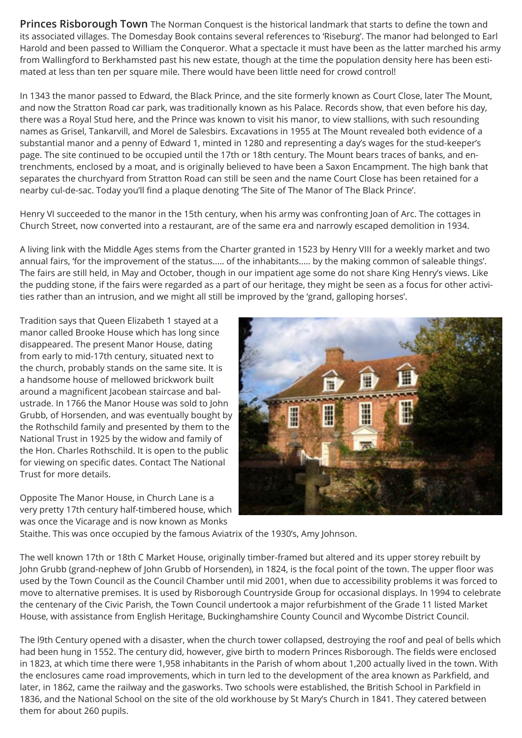**Princes Risborough Town** The Norman Conquest is the historical landmark that starts to define the town and its associated villages. The Domesday Book contains several references to 'Riseburg'. The manor had belonged to Earl Harold and been passed to William the Conqueror. What a spectacle it must have been as the latter marched his army from Wallingford to Berkhamsted past his new estate, though at the time the population density here has been estimated at less than ten per square mile. There would have been little need for crowd control!

In 1343 the manor passed to Edward, the Black Prince, and the site formerly known as Court Close, later The Mount, and now the Stratton Road car park, was traditionally known as his Palace. Records show, that even before his day, there was a Royal Stud here, and the Prince was known to visit his manor, to view stallions, with such resounding names as Grisel, Tankarvill, and Morel de Salesbirs. Excavations in 1955 at The Mount revealed both evidence of a substantial manor and a penny of Edward 1, minted in 1280 and representing a day's wages for the stud-keeper's page. The site continued to be occupied until the 17th or 18th century. The Mount bears traces of banks, and entrenchments, enclosed by a moat, and is originally believed to have been a Saxon Encampment. The high bank that separates the churchyard from Stratton Road can still be seen and the name Court Close has been retained for a nearby cul-de-sac. Today you'll find a plaque denoting 'The Site of The Manor of The Black Prince'.

Henry VI succeeded to the manor in the 15th century, when his army was confronting Joan of Arc. The cottages in Church Street, now converted into a restaurant, are of the same era and narrowly escaped demolition in 1934.

A living link with the Middle Ages stems from the Charter granted in 1523 by Henry VIII for a weekly market and two annual fairs, 'for the improvement of the status..... of the inhabitants..... by the making common of saleable things'. The fairs are still held, in May and October, though in our impatient age some do not share King Henry's views. Like the pudding stone, if the fairs were regarded as a part of our heritage, they might be seen as a focus for other activities rather than an intrusion, and we might all still be improved by the 'grand, galloping horses'.

Tradition says that Queen Elizabeth 1 stayed at a manor called Brooke House which has long since disappeared. The present Manor House, dating from early to mid-17th century, situated next to the church, probably stands on the same site. It is a handsome house of mellowed brickwork built around a magnificent Jacobean staircase and balustrade. In 1766 the Manor House was sold to John Grubb, of Horsenden, and was eventually bought by the Rothschild family and presented by them to the National Trust in 1925 by the widow and family of the Hon. Charles Rothschild. It is open to the public for viewing on specific dates. Contact The National Trust for more details.

Opposite The Manor House, in Church Lane is a very pretty 17th century half-timbered house, which was once the Vicarage and is now known as Monks Staithe. This was once occupied by the famous Aviatrix of the 1930's, Amy Johnson.

The well known 17th or 18th C Market House, originally timber-framed but altered and its upper storey rebuilt by John Grubb (grand-nephew of John Grubb of Horsenden), in 1824, is the focal point of the town. The upper floor was used by the Town Council as the Council Chamber until mid 2001, when due to accessibility problems it was forced to move to alternative premises. It is used by Risborough Countryside Group for occasional displays. In 1994 to celebrate the centenary of the Civic Parish, the Town Council undertook a major refurbishment of the Grade 11 listed Market House, with assistance from English Heritage, Buckinghamshire County Council and Wycombe District Council.

The l9th Century opened with a disaster, when the church tower collapsed, destroying the roof and peal of bells which had been hung in 1552. The century did, however, give birth to modern Princes Risborough. The fields were enclosed in 1823, at which time there were 1,958 inhabitants in the Parish of whom about 1,200 actually lived in the town. With the enclosures came road improvements, which in turn led to the development of the area known as Parkfield, and later, in 1862, came the railway and the gasworks. Two schools were established, the British School in Parkfield in 1836, and the National School on the site of the old workhouse by St Mary's Church in 1841. They catered between them for about 260 pupils.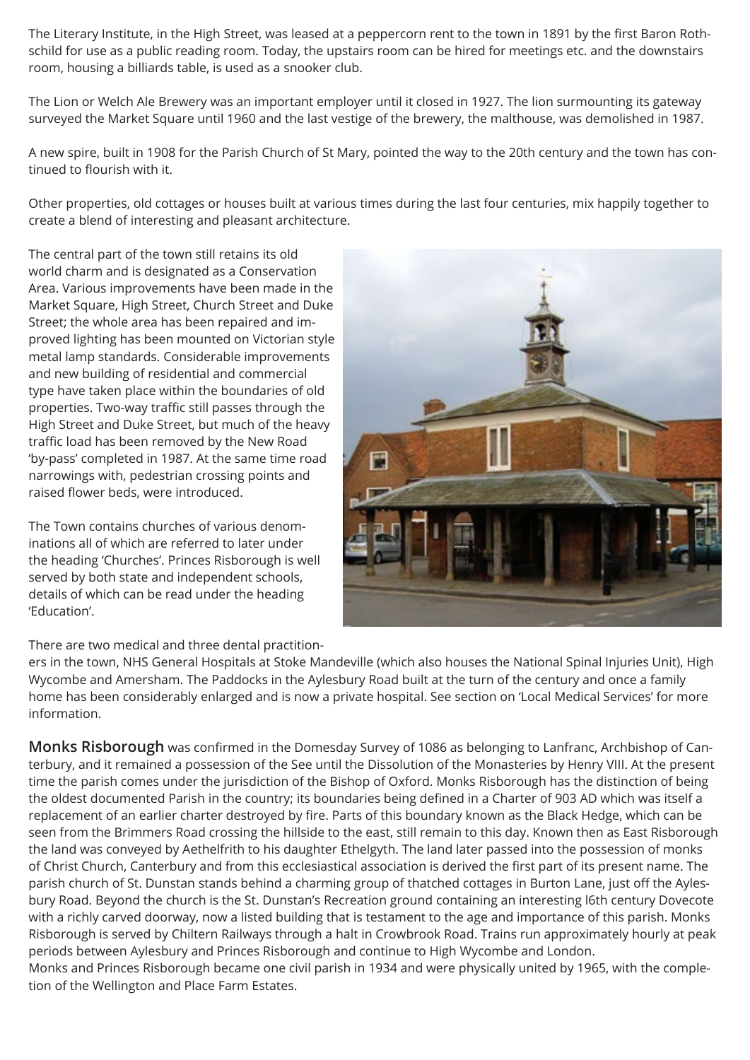The Literary Institute, in the High Street, was leased at a peppercorn rent to the town in 1891 by the first Baron Rothschild for use as a public reading room. Today, the upstairs room can be hired for meetings etc. and the downstairs room, housing a billiards table, is used as a snooker club.

The Lion or Welch Ale Brewery was an important employer until it closed in 1927. The lion surmounting its gateway surveyed the Market Square until 1960 and the last vestige of the brewery, the malthouse, was demolished in 1987.

A new spire, built in 1908 for the Parish Church of St Mary, pointed the way to the 20th century and the town has continued to flourish with it.

Other properties, old cottages or houses built at various times during the last four centuries, mix happily together to create a blend of interesting and pleasant architecture.

The central part of the town still retains its old world charm and is designated as a Conservation Area. Various improvements have been made in the Market Square, High Street, Church Street and Duke Street; the whole area has been repaired and improved lighting has been mounted on Victorian style metal lamp standards. Considerable improvements and new building of residential and commercial type have taken place within the boundaries of old properties. Two-way traffic still passes through the High Street and Duke Street, but much of the heavy traffic load has been removed by the New Road 'by-pass' completed in 1987. At the same time road narrowings with, pedestrian crossing points and raised flower beds, were introduced.

The Town contains churches of various denominations all of which are referred to later under the heading 'Churches'. Princes Risborough is well served by both state and independent schools, details of which can be read under the heading 'Education'.

There are two medical and three dental practitioners in the town, NHS General Hospitals at Stoke Mandeville (which also houses the National Spinal Injuries Unit), High Wycombe and Amersham. The Paddocks in the Aylesbury Road built at the turn of the century and once a family home has been considerably enlarged and is now a private hospital. See section on 'Local Medical Services' for more information.

**Monks Risborough** was confirmed in the Domesday Survey of 1086 as belonging to Lanfranc, Archbishop of Canterbury, and it remained a possession of the See until the Dissolution of the Monasteries by Henry VIII. At the present time the parish comes under the jurisdiction of the Bishop of Oxford. Monks Risborough has the distinction of being the oldest documented Parish in the country; its boundaries being defined in a Charter of 903 AD which was itself a replacement of an earlier charter destroyed by fire. Parts of this boundary known as the Black Hedge, which can be seen from the Brimmers Road crossing the hillside to the east, still remain to this day. Known then as East Risborough the land was conveyed by Aethelfrith to his daughter Ethelgyth. The land later passed into the possession of monks of Christ Church, Canterbury and from this ecclesiastical association is derived the first part of its present name. The parish church of St. Dunstan stands behind a charming group of thatched cottages in Burton Lane, just off the Aylesbury Road. Beyond the church is the St. Dunstan's Recreation ground containing an interesting l6th century Dovecote with a richly carved doorway, now a listed building that is testament to the age and importance of this parish. Monks Risborough is served by Chiltern Railways through a halt in Crowbrook Road. Trains run approximately hourly at peak periods between Aylesbury and Princes Risborough and continue to High Wycombe and London.
Monks and Princes Risborough became one civil parish in 1934 and were physically united by 1965, with the completion of the Wellington and Place Farm Estates.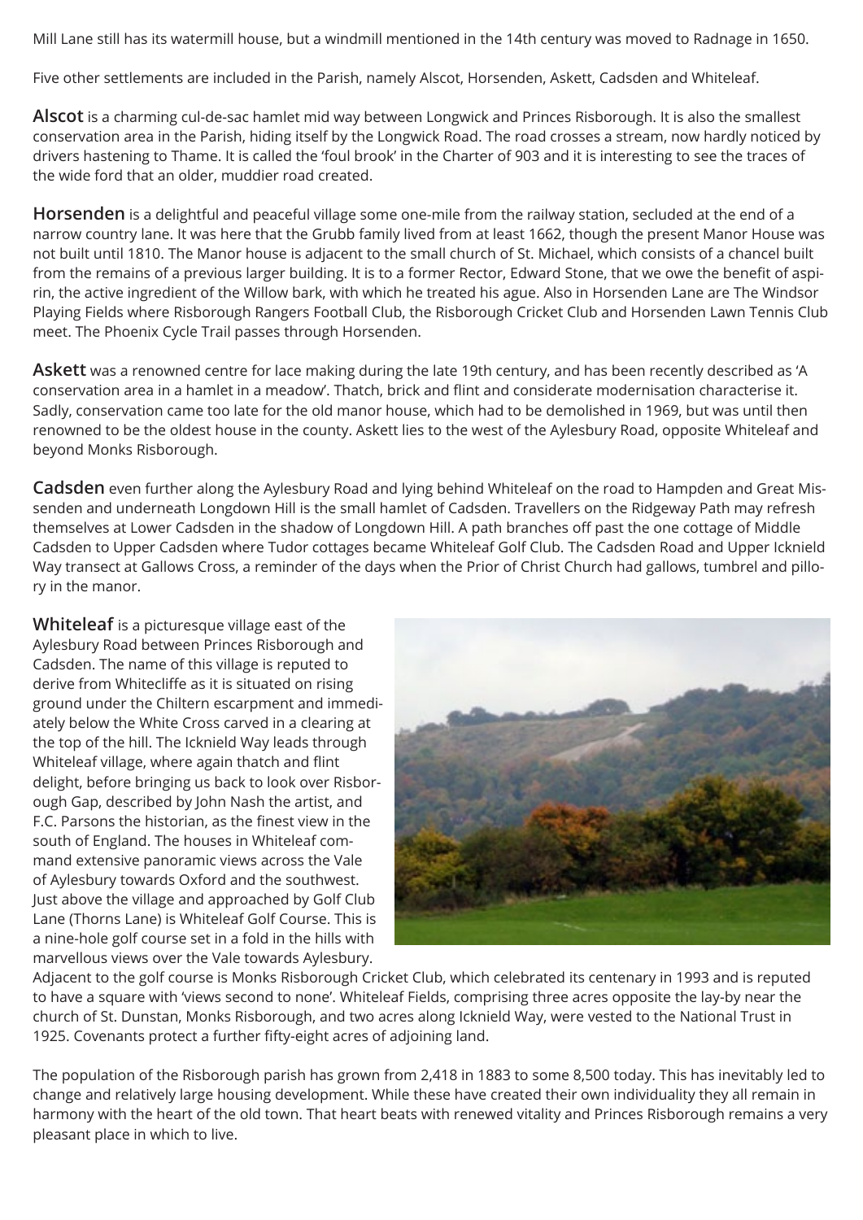Mill Lane still has its watermill house, but a windmill mentioned in the 14th century was moved to Radnage in 1650.

Five other settlements are included in the Parish, namely Alscot, Horsenden, Askett, Cadsden and Whiteleaf.

**Alscot** is a charming cul-de-sac hamlet mid way between Longwick and Princes Risborough. It is also the smallest conservation area in the Parish, hiding itself by the Longwick Road. The road crosses a stream, now hardly noticed by drivers hastening to Thame. It is called the 'foul brook' in the Charter of 903 and it is interesting to see the traces of the wide ford that an older, muddier road created.

**Horsenden** is a delightful and peaceful village some one-mile from the railway station, secluded at the end of a narrow country lane. It was here that the Grubb family lived from at least 1662, though the present Manor House was not built until 1810. The Manor house is adjacent to the small church of St. Michael, which consists of a chancel built from the remains of a previous larger building. It is to a former Rector, Edward Stone, that we owe the benefit of aspirin, the active ingredient of the Willow bark, with which he treated his ague. Also in Horsenden Lane are The Windsor Playing Fields where Risborough Rangers Football Club, the Risborough Cricket Club and Horsenden Lawn Tennis Club meet. The Phoenix Cycle Trail passes through Horsenden.

**Askett** was a renowned centre for lace making during the late 19th century, and has been recently described as 'A conservation area in a hamlet in a meadow'. Thatch, brick and flint and considerate modernisation characterise it. Sadly, conservation came too late for the old manor house, which had to be demolished in 1969, but was until then renowned to be the oldest house in the county. Askett lies to the west of the Aylesbury Road, opposite Whiteleaf and beyond Monks Risborough.

**Cadsden** even further along the Aylesbury Road and lying behind Whiteleaf on the road to Hampden and Great Missenden and underneath Longdown Hill is the small hamlet of Cadsden. Travellers on the Ridgeway Path may refresh themselves at Lower Cadsden in the shadow of Longdown Hill. A path branches off past the one cottage of Middle Cadsden to Upper Cadsden where Tudor cottages became Whiteleaf Golf Club. The Cadsden Road and Upper Icknield Way transect at Gallows Cross, a reminder of the days when the Prior of Christ Church had gallows, tumbrel and pillory in the manor.

**Whiteleaf** is a picturesque village east of the Aylesbury Road between Princes Risborough and Cadsden. The name of this village is reputed to derive from Whitecliffe as it is situated on rising ground under the Chiltern escarpment and immediately below the White Cross carved in a clearing at the top of the hill. The Icknield Way leads through Whiteleaf village, where again thatch and flint delight, before bringing us back to look over Risborough Gap, described by John Nash the artist, and F.C. Parsons the historian, as the finest view in the south of England. The houses in Whiteleaf command extensive panoramic views across the Vale of Aylesbury towards Oxford and the southwest. Just above the village and approached by Golf Club Lane (Thorns Lane) is Whiteleaf Golf Course. This is a nine-hole golf course set in a fold in the hills with marvellous views over the Vale towards Aylesbury. Adjacent to the golf course is Monks Risborough Cricket Club, which celebrated its centenary in 1993 and is reputed to have a square with 'views second to none'. Whiteleaf Fields, comprising three acres opposite the lay-by near the church of St. Dunstan, Monks Risborough, and two acres along Icknield Way, were vested to the National Trust in 1925. Covenants protect a further fifty-eight acres of adjoining land.

The population of the Risborough parish has grown from 2,418 in 1883 to some 8,500 today. This has inevitably led to change and relatively large housing development. While these have created their own individuality they all remain in harmony with the heart of the old town. That heart beats with renewed vitality and Princes Risborough remains a very pleasant place in which to live.